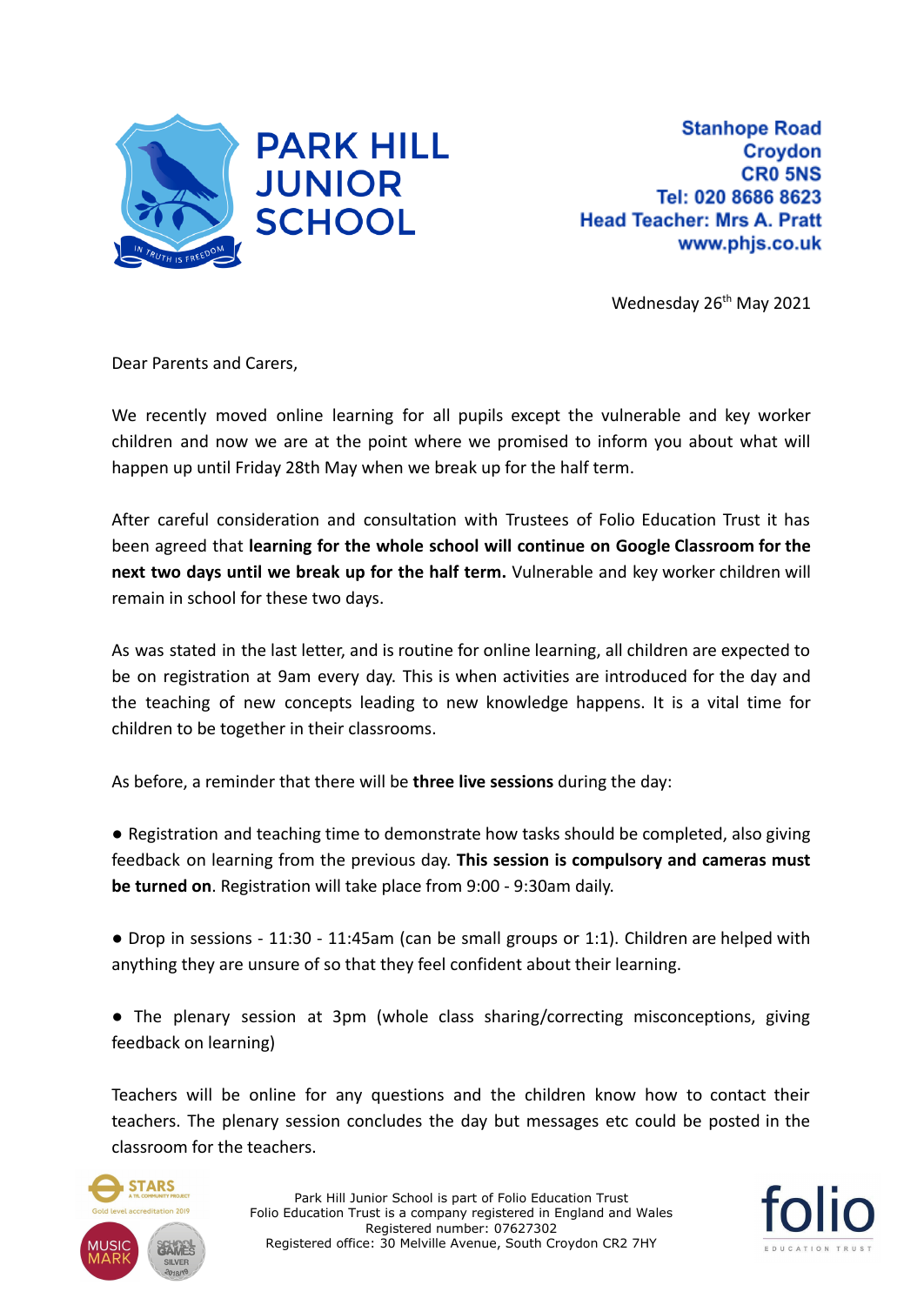# PARK HILL JUNIOR SCHOOL

IN TRUTH IS FREEDOM

**Stanhope Road**
**Croydon**
**CR0 5NS**
**Tel: 020 8686 8623**
**Head Teacher: Mrs A. Pratt**
**www.phjs.co.uk**

Wednesday 26th May 2021

Dear Parents and Carers,

We recently moved online learning for all pupils except the vulnerable and key worker children and now we are at the point where we promised to inform you about what will happen up until Friday 28th May when we break up for the half term.

After careful consideration and consultation with Trustees of Folio Education Trust it has been agreed that **learning for the whole school will continue on Google Classroom for the next two days until we break up for the half term.** Vulnerable and key worker children will remain in school for these two days.

As was stated in the last letter, and is routine for online learning, all children are expected to be on registration at 9am every day. This is when activities are introduced for the day and the teaching of new concepts leading to new knowledge happens. It is a vital time for children to be together in their classrooms.

As before, a reminder that there will be **three live sessions** during the day:

- Registration and teaching time to demonstrate how tasks should be completed, also giving feedback on learning from the previous day. **This session is compulsory and cameras must be turned on**. Registration will take place from 9:00 - 9:30am daily.

- Drop in sessions - 11:30 - 11:45am (can be small groups or 1:1). Children are helped with anything they are unsure of so that they feel confident about their learning.

- The plenary session at 3pm (whole class sharing/correcting misconceptions, giving feedback on learning)

Teachers will be online for any questions and the children know how to contact their teachers. The plenary session concludes the day but messages etc could be posted in the classroom for the teachers.

Park Hill Junior School is part of Folio Education Trust
Folio Education Trust is a company registered in England and Wales
Registered number: 07627302
Registered office: 30 Melville Avenue, South Croydon CR2 7HY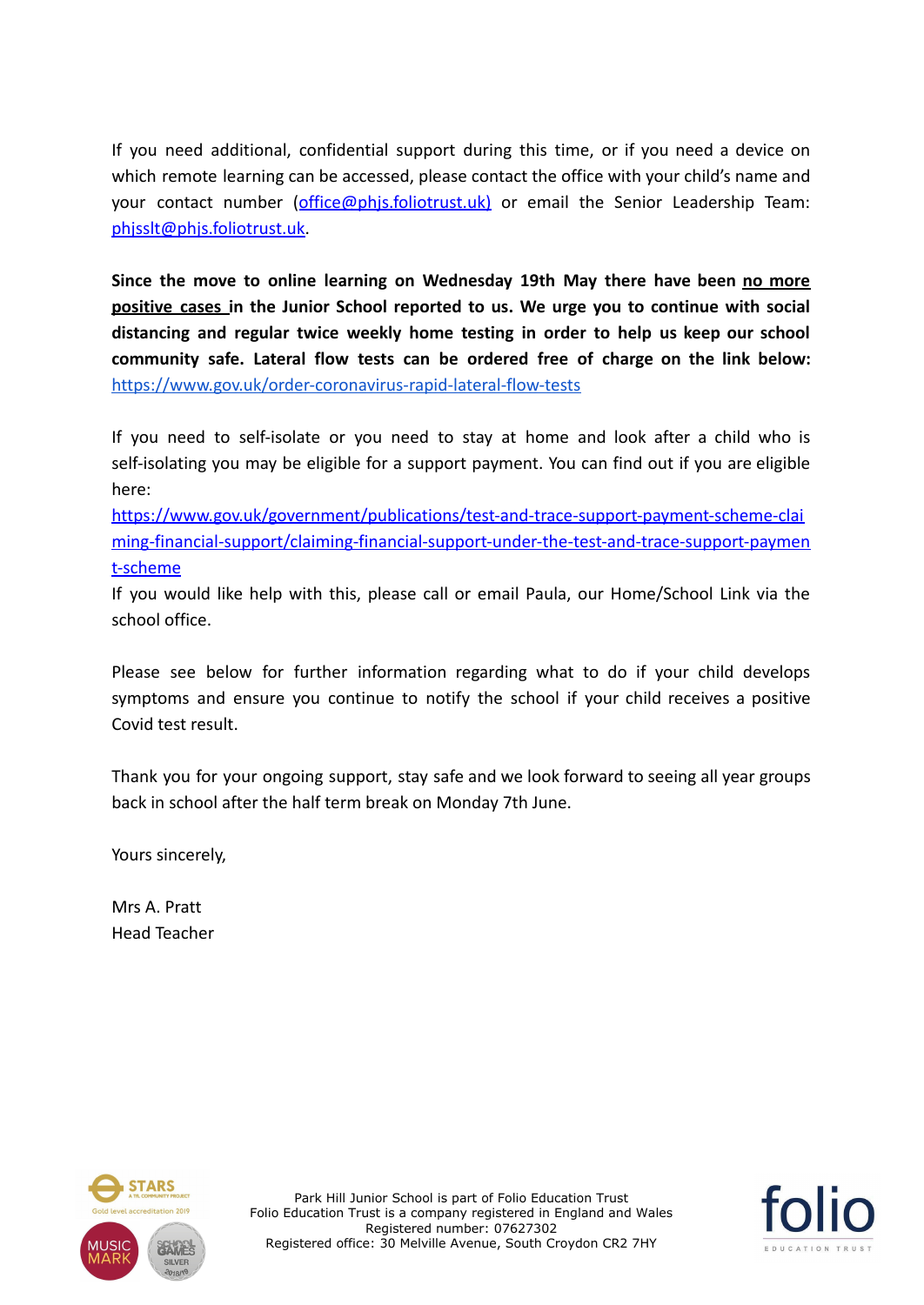If you need additional, confidential support during this time, or if you need a device on which remote learning can be accessed, please contact the office with your child's name and your contact number (office@phjs.foliotrust.uk) or email the Senior Leadership Team: phjsslt@phjs.foliotrust.uk.

**Since the move to online learning on Wednesday 19th May there have been <u>no more positive cases</u> in the Junior School reported to us. We urge you to continue with social distancing and regular twice weekly home testing in order to help us keep our school community safe. Lateral flow tests can be ordered free of charge on the link below:** https://www.gov.uk/order-coronavirus-rapid-lateral-flow-tests

If you need to self-isolate or you need to stay at home and look after a child who is self-isolating you may be eligible for a support payment. You can find out if you are eligible here:
https://www.gov.uk/government/publications/test-and-trace-support-payment-scheme-claiming-financial-support/claiming-financial-support-under-the-test-and-trace-support-payment-scheme
If you would like help with this, please call or email Paula, our Home/School Link via the school office.

Please see below for further information regarding what to do if your child develops symptoms and ensure you continue to notify the school if your child receives a positive Covid test result.

Thank you for your ongoing support, stay safe and we look forward to seeing all year groups back in school after the half term break on Monday 7th June.

Yours sincerely,

Mrs A. Pratt
Head Teacher

Park Hill Junior School is part of Folio Education Trust
Folio Education Trust is a company registered in England and Wales
Registered number: 07627302
Registered office: 30 Melville Avenue, South Croydon CR2 7HY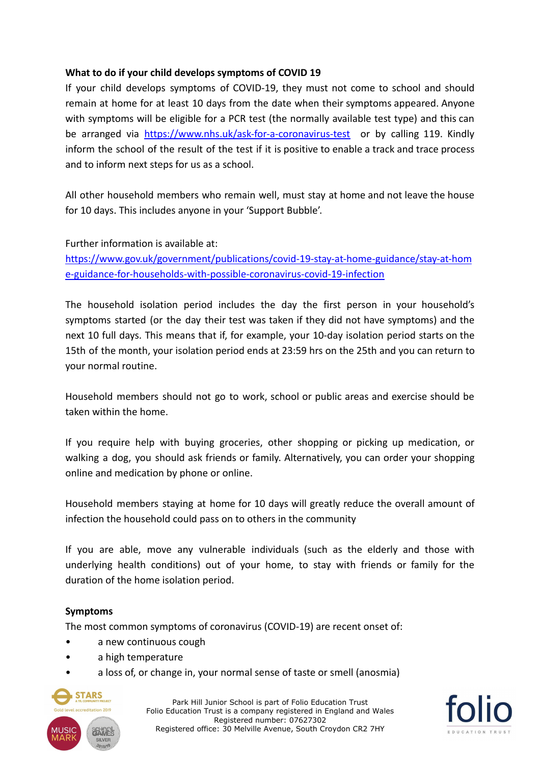**What to do if your child develops symptoms of COVID 19**

If your child develops symptoms of COVID-19, they must not come to school and should remain at home for at least 10 days from the date when their symptoms appeared. Anyone with symptoms will be eligible for a PCR test (the normally available test type) and this can be arranged via https://www.nhs.uk/ask-for-a-coronavirus-test or by calling 119. Kindly inform the school of the result of the test if it is positive to enable a track and trace process and to inform next steps for us as a school.

All other household members who remain well, must stay at home and not leave the house for 10 days. This includes anyone in your 'Support Bubble'.

Further information is available at:
https://www.gov.uk/government/publications/covid-19-stay-at-home-guidance/stay-at-home-guidance-for-households-with-possible-coronavirus-covid-19-infection

The household isolation period includes the day the first person in your household's symptoms started (or the day their test was taken if they did not have symptoms) and the next 10 full days. This means that if, for example, your 10-day isolation period starts on the 15th of the month, your isolation period ends at 23:59 hrs on the 25th and you can return to your normal routine.

Household members should not go to work, school or public areas and exercise should be taken within the home.

If you require help with buying groceries, other shopping or picking up medication, or walking a dog, you should ask friends or family. Alternatively, you can order your shopping online and medication by phone or online.

Household members staying at home for 10 days will greatly reduce the overall amount of infection the household could pass on to others in the community

If you are able, move any vulnerable individuals (such as the elderly and those with underlying health conditions) out of your home, to stay with friends or family for the duration of the home isolation period.

**Symptoms**

The most common symptoms of coronavirus (COVID-19) are recent onset of:

- a new continuous cough
- a high temperature
- a loss of, or change in, your normal sense of taste or smell (anosmia)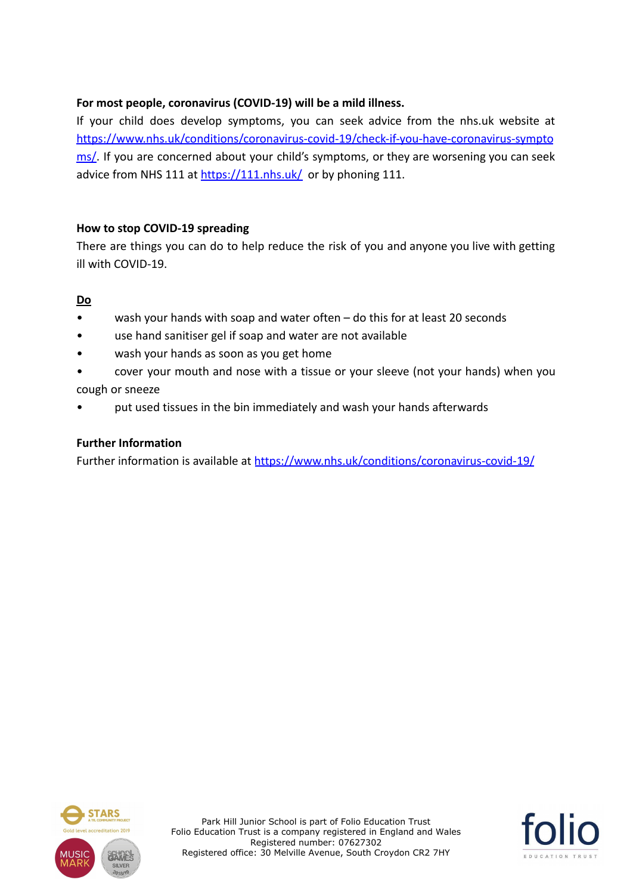**For most people, coronavirus (COVID-19) will be a mild illness.**

If your child does develop symptoms, you can seek advice from the nhs.uk website at https://www.nhs.uk/conditions/coronavirus-covid-19/check-if-you-have-coronavirus-symptoms/. If you are concerned about your child's symptoms, or they are worsening you can seek advice from NHS 111 at https://111.nhs.uk/ or by phoning 111.

**How to stop COVID-19 spreading**

There are things you can do to help reduce the risk of you and anyone you live with getting ill with COVID-19.

**Do**

- wash your hands with soap and water often – do this for at least 20 seconds
- use hand sanitiser gel if soap and water are not available
- wash your hands as soon as you get home
- cover your mouth and nose with a tissue or your sleeve (not your hands) when you cough or sneeze
- put used tissues in the bin immediately and wash your hands afterwards

**Further Information**

Further information is available at https://www.nhs.uk/conditions/coronavirus-covid-19/

Park Hill Junior School is part of Folio Education Trust
Folio Education Trust is a company registered in England and Wales
Registered number: 07627302
Registered office: 30 Melville Avenue, South Croydon CR2 7HY